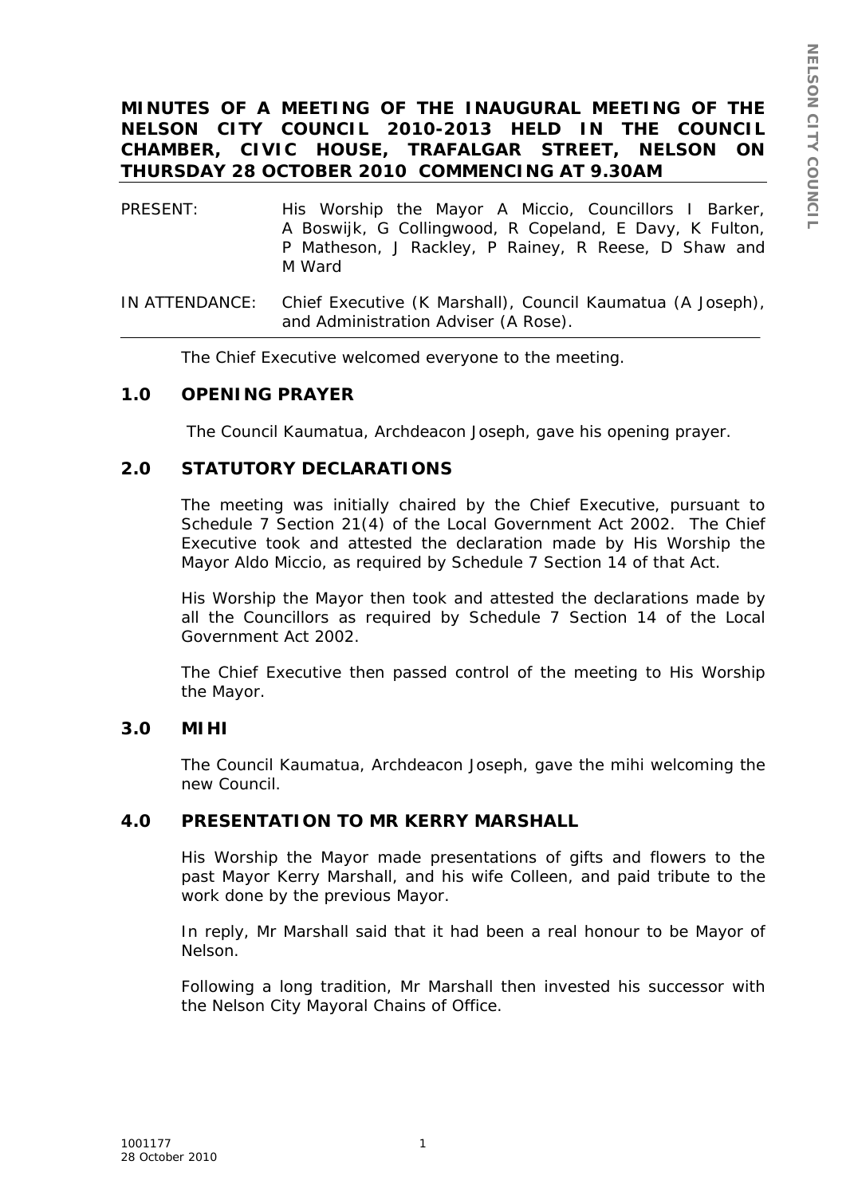# MINUTES OF A MEETING OF THE INAUGURAL MEETING OF THE NELSON CITY COUNCIL 2010-2013 HELD IN THE COUNCIL CHAMBER, CIVIC HOUSE, TRAFALGAR STREET, NELSON ON THURSDAY 28 OCTOBER 2010 COMMENCING AT 9.30AM

PRESENT: His Worship the Mayor A Miccio, Councillors I Barker, A Boswijk, G Collingwood, R Copeland, E Davy, K Fulton, P Matheson, J Rackley, P Rainey, R Reese, D Shaw and M Ward

IN ATTENDANCE: Chief Executive (K Marshall), Council Kaumatua (A Joseph), and Administration Adviser (A Rose).

The Chief Executive welcomed everyone to the meeting.

## 1.0 OPENING PRAYER

The Council Kaumatua, Archdeacon Joseph, gave his opening prayer.

## 2.0 STATUTORY DECLARATIONS

The meeting was initially chaired by the Chief Executive, pursuant to Schedule 7 Section 21(4) of the Local Government Act 2002. The Chief Executive took and attested the declaration made by His Worship the Mayor Aldo Miccio, as required by Schedule 7 Section 14 of that Act.

His Worship the Mayor then took and attested the declarations made by all the Councillors as required by Schedule 7 Section 14 of the Local Government Act 2002.

The Chief Executive then passed control of the meeting to His Worship the Mayor.

## 3.0 MIHI

The Council Kaumatua, Archdeacon Joseph, gave the mihi welcoming the new Council.

## 4.0 PRESENTATION TO MR KERRY MARSHALL

His Worship the Mayor made presentations of gifts and flowers to the past Mayor Kerry Marshall, and his wife Colleen, and paid tribute to the work done by the previous Mayor.

In reply, Mr Marshall said that it had been a real honour to be Mayor of Nelson.

Following a long tradition, Mr Marshall then invested his successor with the Nelson City Mayoral Chains of Office.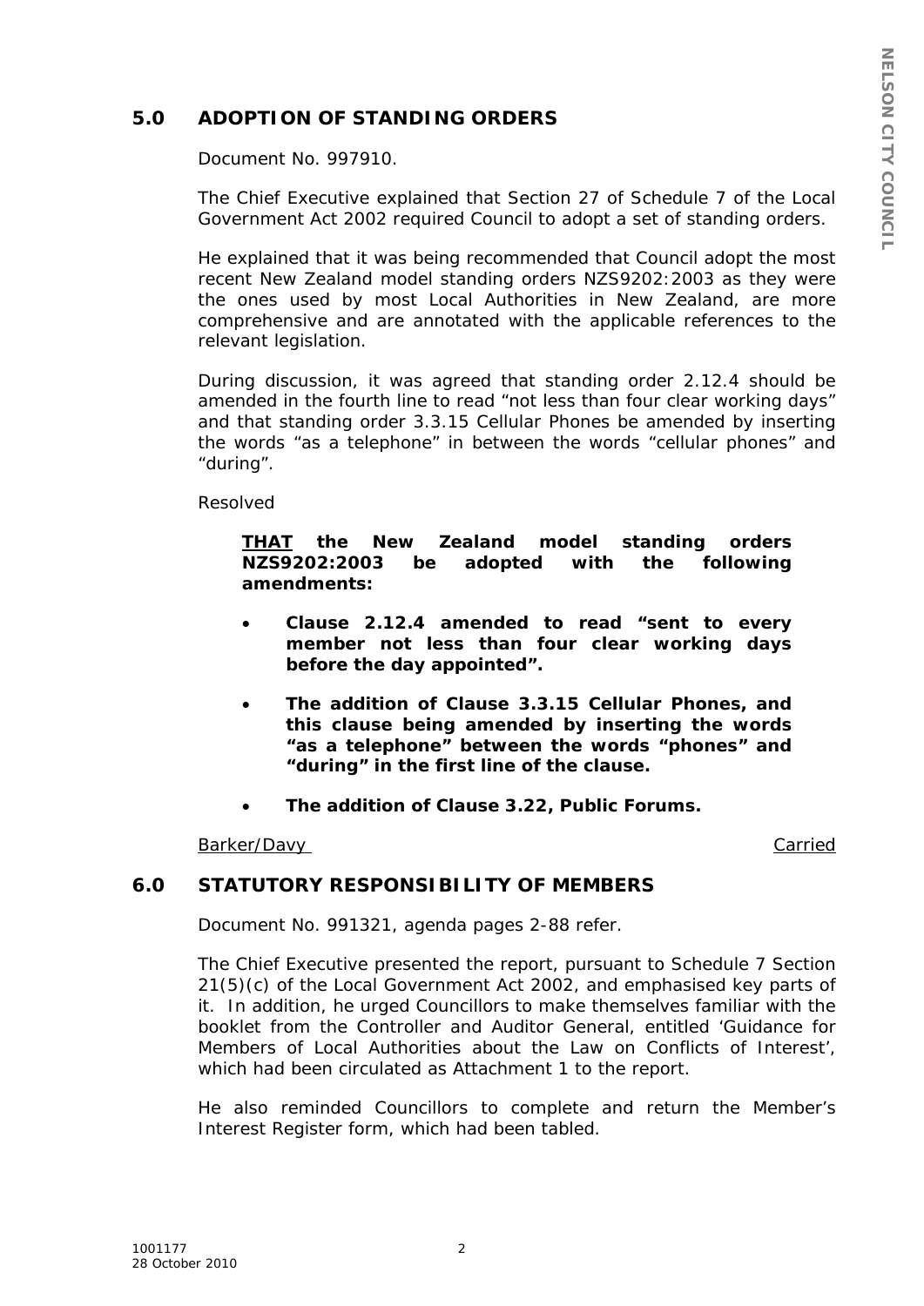## 5.0 ADOPTION OF STANDING ORDERS

Document No. 997910.

The Chief Executive explained that Section 27 of Schedule 7 of the Local Government Act 2002 required Council to adopt a set of standing orders.

He explained that it was being recommended that Council adopt the most recent New Zealand model standing orders NZS9202:2003 as they were the ones used by most Local Authorities in New Zealand, are more comprehensive and are annotated with the applicable references to the relevant legislation.

During discussion, it was agreed that standing order 2.12.4 should be amended in the fourth line to read "not less than four clear working days" and that standing order 3.3.15 Cellular Phones be amended by inserting the words "as a telephone" in between the words "cellular phones" and "during".

Resolved

> **<u>THAT</u> the New Zealand model standing orders NZS9202:2003 be adopted with the following amendments:**
>
> - **Clause 2.12.4 amended to read "sent to every member not less than four clear working days before the day appointed".**
> - **The addition of Clause 3.3.15 Cellular Phones, and this clause being amended by inserting the words "as a telephone" between the words "phones" and "during" in the first line of the clause.**
> - **The addition of Clause 3.22, Public Forums.**

<u>Barker/Davy</u> <u>Carried</u>

## 6.0 STATUTORY RESPONSIBILITY OF MEMBERS

Document No. 991321, agenda pages 2-88 refer.

The Chief Executive presented the report, pursuant to Schedule 7 Section 21(5)(c) of the Local Government Act 2002, and emphasised key parts of it. In addition, he urged Councillors to make themselves familiar with the booklet from the Controller and Auditor General, entitled 'Guidance for Members of Local Authorities about the Law on Conflicts of Interest', which had been circulated as Attachment 1 to the report.

He also reminded Councillors to complete and return the Member's Interest Register form, which had been tabled.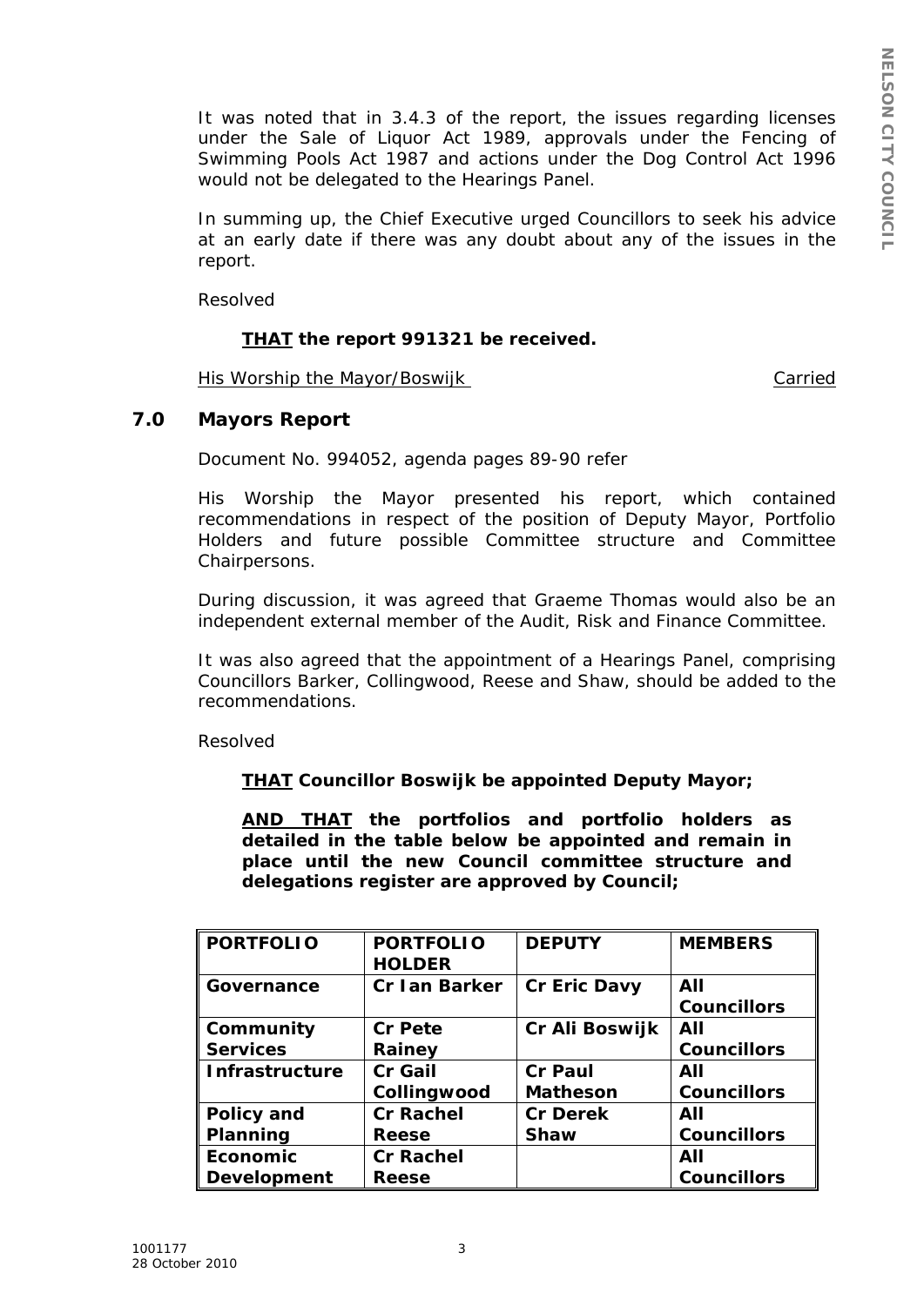It was noted that in 3.4.3 of the report, the issues regarding licenses under the Sale of Liquor Act 1989, approvals under the Fencing of Swimming Pools Act 1987 and actions under the Dog Control Act 1996 would not be delegated to the Hearings Panel.

In summing up, the Chief Executive urged Councillors to seek his advice at an early date if there was any doubt about any of the issues in the report.

Resolved

**THAT the report 991321 be received.**

His Worship the Mayor/Boswijk Carried

## 7.0 Mayors Report

Document No. 994052, agenda pages 89-90 refer

His Worship the Mayor presented his report, which contained recommendations in respect of the position of Deputy Mayor, Portfolio Holders and future possible Committee structure and Committee Chairpersons.

During discussion, it was agreed that Graeme Thomas would also be an independent external member of the Audit, Risk and Finance Committee.

It was also agreed that the appointment of a Hearings Panel, comprising Councillors Barker, Collingwood, Reese and Shaw, should be added to the recommendations.

Resolved

**THAT Councillor Boswijk be appointed Deputy Mayor;**

**AND THAT the portfolios and portfolio holders as detailed in the table below be appointed and remain in place until the new Council committee structure and delegations register are approved by Council;**

| PORTFOLIO | PORTFOLIO HOLDER | DEPUTY | MEMBERS |
|---|---|---|---|
| Governance | Cr Ian Barker | Cr Eric Davy | All Councillors |
| Community Services | Cr Pete Rainey | Cr Ali Boswijk | All Councillors |
| Infrastructure | Cr Gail Collingwood | Cr Paul Matheson | All Councillors |
| Policy and Planning | Cr Rachel Reese | Cr Derek Shaw | All Councillors |
| Economic Development | Cr Rachel Reese | | All Councillors |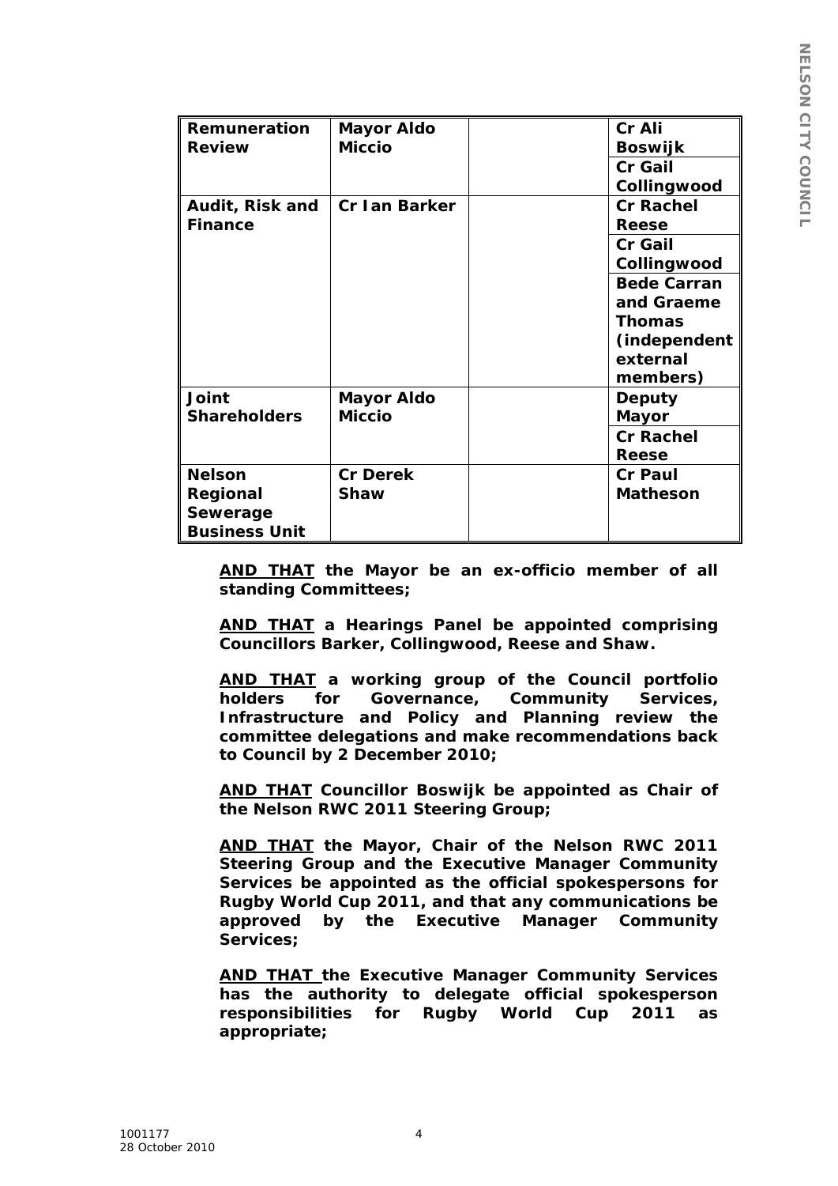| Remuneration Review | Mayor Aldo Miccio | | Cr Ali Boswijk |
|---|---|---|---|
| | | | Cr Gail Collingwood |
| Audit, Risk and Finance | Cr Ian Barker | | Cr Rachel Reese |
| | | | Cr Gail Collingwood |
| | | | Bede Carran and Graeme Thomas (independent external members) |
| Joint Shareholders | Mayor Aldo Miccio | | Deputy Mayor |
| | | | Cr Rachel Reese |
| Nelson Regional Sewerage Business Unit | Cr Derek Shaw | | Cr Paul Matheson |

**AND THAT the Mayor be an ex-officio member of all standing Committees;**

**AND THAT a Hearings Panel be appointed comprising Councillors Barker, Collingwood, Reese and Shaw.**

**AND THAT a working group of the Council portfolio holders for Governance, Community Services, Infrastructure and Policy and Planning review the committee delegations and make recommendations back to Council by 2 December 2010;**

**AND THAT Councillor Boswijk be appointed as Chair of the Nelson RWC 2011 Steering Group;**

**AND THAT the Mayor, Chair of the Nelson RWC 2011 Steering Group and the Executive Manager Community Services be appointed as the official spokespersons for Rugby World Cup 2011, and that any communications be approved by the Executive Manager Community Services;**

**AND THAT the Executive Manager Community Services has the authority to delegate official spokesperson responsibilities for Rugby World Cup 2011 as appropriate;**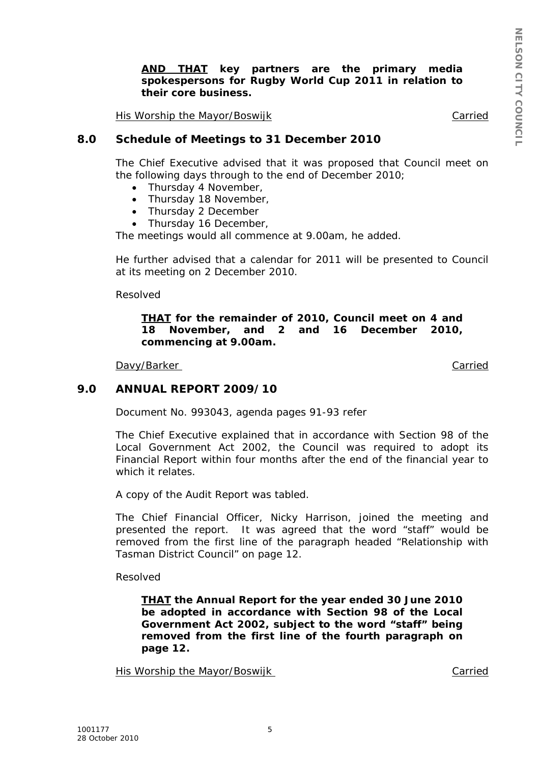**<u>AND THAT</u> key partners are the primary media spokespersons for Rugby World Cup 2011 in relation to their core business.**

<u>His Worship the Mayor/Boswijk</u> <u>Carried</u>

## 8.0 Schedule of Meetings to 31 December 2010

The Chief Executive advised that it was proposed that Council meet on the following days through to the end of December 2010;

- Thursday 4 November,
- Thursday 18 November,
- Thursday 2 December
- Thursday 16 December,

The meetings would all commence at 9.00am, he added.

He further advised that a calendar for 2011 will be presented to Council at its meeting on 2 December 2010.

Resolved

**<u>THAT</u> for the remainder of 2010, Council meet on 4 and 18 November, and 2 and 16 December 2010, commencing at 9.00am.**

<u>Davy/Barker</u> <u>Carried</u>

## 9.0 ANNUAL REPORT 2009/10

Document No. 993043, agenda pages 91-93 refer

The Chief Executive explained that in accordance with Section 98 of the Local Government Act 2002, the Council was required to adopt its Financial Report within four months after the end of the financial year to which it relates.

A copy of the Audit Report was tabled.

The Chief Financial Officer, Nicky Harrison, joined the meeting and presented the report. It was agreed that the word "staff" would be removed from the first line of the paragraph headed "Relationship with Tasman District Council" on page 12.

Resolved

**<u>THAT</u> the Annual Report for the year ended 30 June 2010 be adopted in accordance with Section 98 of the Local Government Act 2002, subject to the word "staff" being removed from the first line of the fourth paragraph on page 12.**

<u>His Worship the Mayor/Boswijk</u> <u>Carried</u>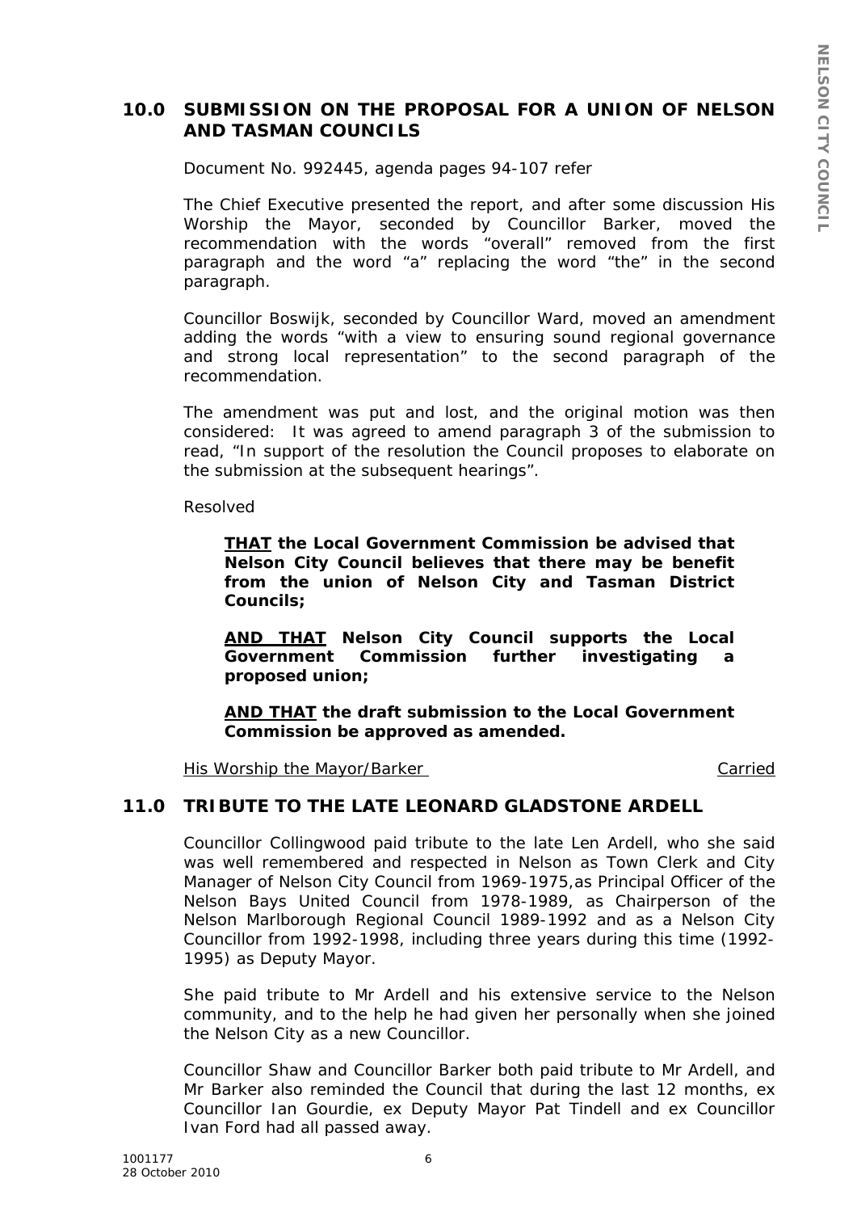## 10.0 SUBMISSION ON THE PROPOSAL FOR A UNION OF NELSON AND TASMAN COUNCILS

Document No. 992445, agenda pages 94-107 refer

The Chief Executive presented the report, and after some discussion His Worship the Mayor, seconded by Councillor Barker, moved the recommendation with the words "overall" removed from the first paragraph and the word "a" replacing the word "the" in the second paragraph.

Councillor Boswijk, seconded by Councillor Ward, moved an amendment adding the words "with a view to ensuring sound regional governance and strong local representation" to the second paragraph of the recommendation.

The amendment was put and lost, and the original motion was then considered: It was agreed to amend paragraph 3 of the submission to read, "In support of the resolution the Council proposes to elaborate on the submission at the subsequent hearings".

Resolved

> **THAT the Local Government Commission be advised that Nelson City Council believes that there may be benefit from the union of Nelson City and Tasman District Councils;**
>
> **AND THAT Nelson City Council supports the Local Government Commission further investigating a proposed union;**
>
> **AND THAT the draft submission to the Local Government Commission be approved as amended.**

His Worship the Mayor/Barker — Carried

## 11.0 TRIBUTE TO THE LATE LEONARD GLADSTONE ARDELL

Councillor Collingwood paid tribute to the late Len Ardell, who she said was well remembered and respected in Nelson as Town Clerk and City Manager of Nelson City Council from 1969-1975,as Principal Officer of the Nelson Bays United Council from 1978-1989, as Chairperson of the Nelson Marlborough Regional Council 1989-1992 and as a Nelson City Councillor from 1992-1998, including three years during this time (1992-1995) as Deputy Mayor.

She paid tribute to Mr Ardell and his extensive service to the Nelson community, and to the help he had given her personally when she joined the Nelson City as a new Councillor.

Councillor Shaw and Councillor Barker both paid tribute to Mr Ardell, and Mr Barker also reminded the Council that during the last 12 months, ex Councillor Ian Gourdie, ex Deputy Mayor Pat Tindell and ex Councillor Ivan Ford had all passed away.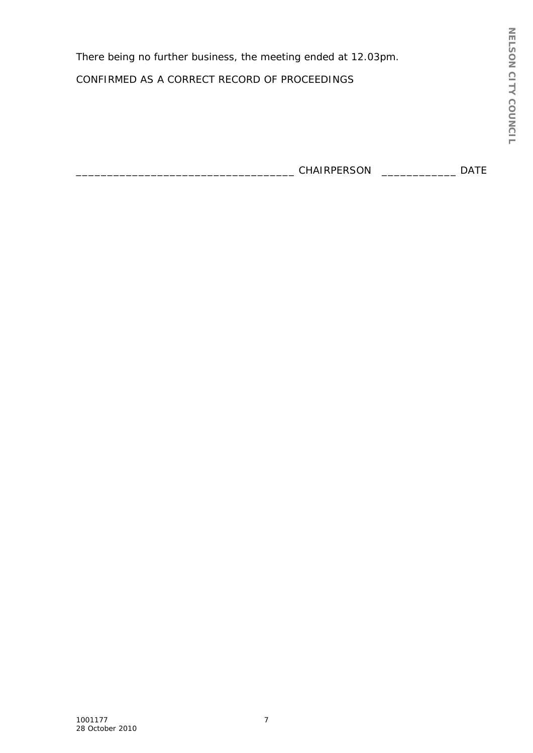There being no further business, the meeting ended at 12.03pm.

CONFIRMED AS A CORRECT RECORD OF PROCEEDINGS

_________________________________ CHAIRPERSON ____________ DATE